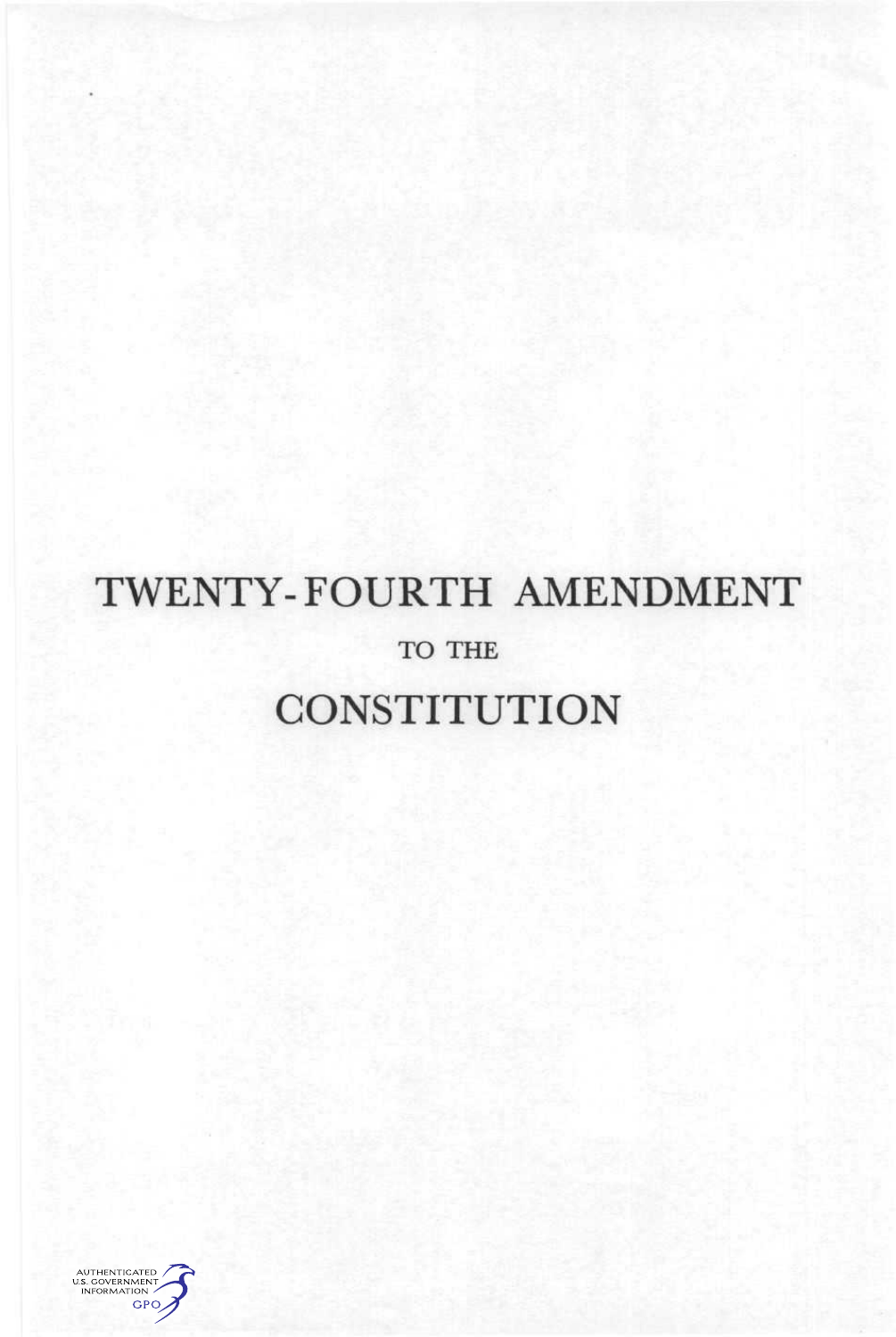# TWENTY-FOURTH AMENDMENT

TO THE

# CONSTITUTION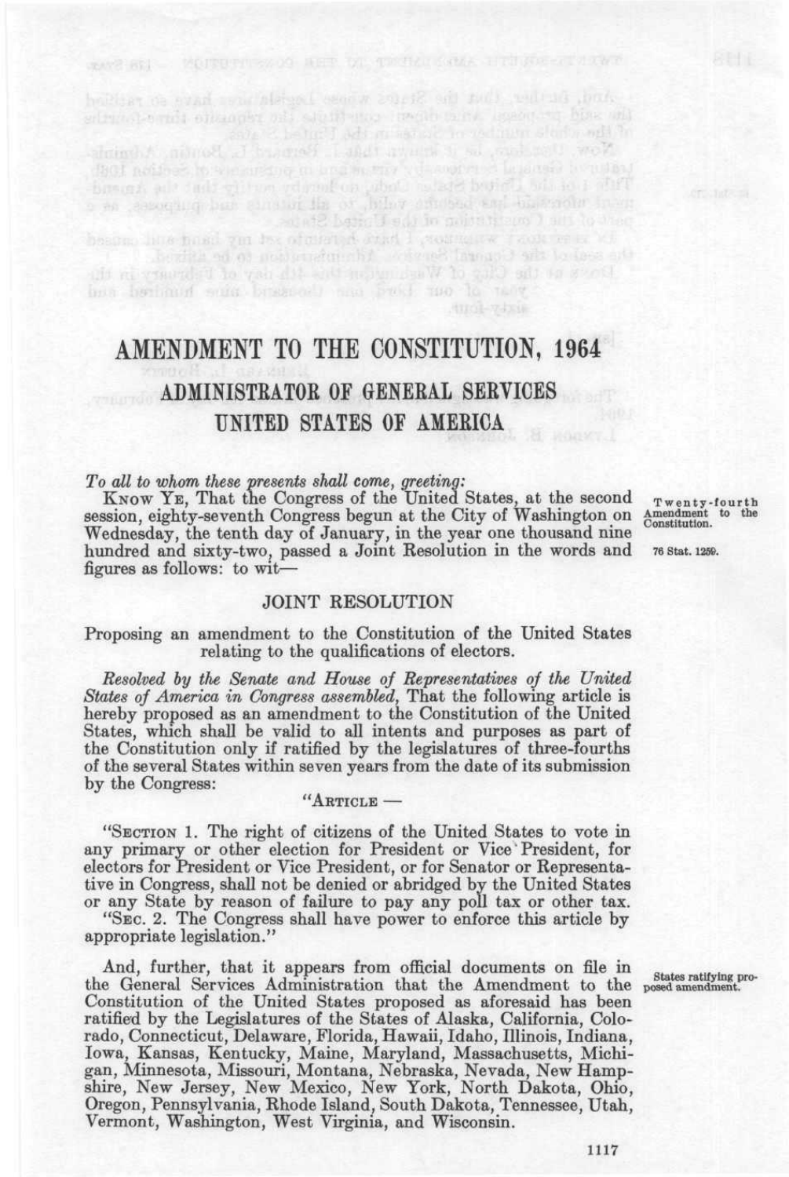# AMENDMENT TO THE CONSTITUTION, 1964

## ADMINISTRATOR OF GENERAL SERVICES

## UNITED STATES OF AMERICA

*To all to whom these presents shall come, greeting:*

KNOW YE, That the Congress of the United States, at the second session, eighty-seventh Congress begun at the City of Washington on Wednesday, the tenth day of January, in the year one thousand nine hundred and sixty-two, passed a Joint Resolution in the words and figures as follows: to wit—

Twenty-fourth Amendment to the Constitution.

76 Stat. 1259.

### JOINT RESOLUTION

Proposing an amendment to the Constitution of the United States relating to the qualifications of electors.

*Resolved by the Senate and House of Representatives of the United States of America in Congress assembled,* That the following article is hereby proposed as an amendment to the Constitution of the United States, which shall be valid to all intents and purposes as part of the Constitution only if ratified by the legislatures of three-fourths of the several States within seven years from the date of its submission by the Congress:

"ARTICLE —

"SECTION 1. The right of citizens of the United States to vote in any primary or other election for President or Vice President, for electors for President or Vice President, or for Senator or Representative in Congress, shall not be denied or abridged by the United States or any State by reason of failure to pay any poll tax or other tax.

"SEC. 2. The Congress shall have power to enforce this article by appropriate legislation."

And, further, that it appears from official documents on file in the General Services Administration that the Amendment to the Constitution of the United States proposed as aforesaid has been ratified by the Legislatures of the States of Alaska, California, Colorado, Connecticut, Delaware, Florida, Hawaii, Idaho, Illinois, Indiana, Iowa, Kansas, Kentucky, Maine, Maryland, Massachusetts, Michigan, Minnesota, Missouri, Montana, Nebraska, Nevada, New Hampshire, New Jersey, New Mexico, New York, North Dakota, Ohio, Oregon, Pennsylvania, Rhode Island, South Dakota, Tennessee, Utah, Vermont, Washington, West Virginia, and Wisconsin.

States ratifying proposed amendment.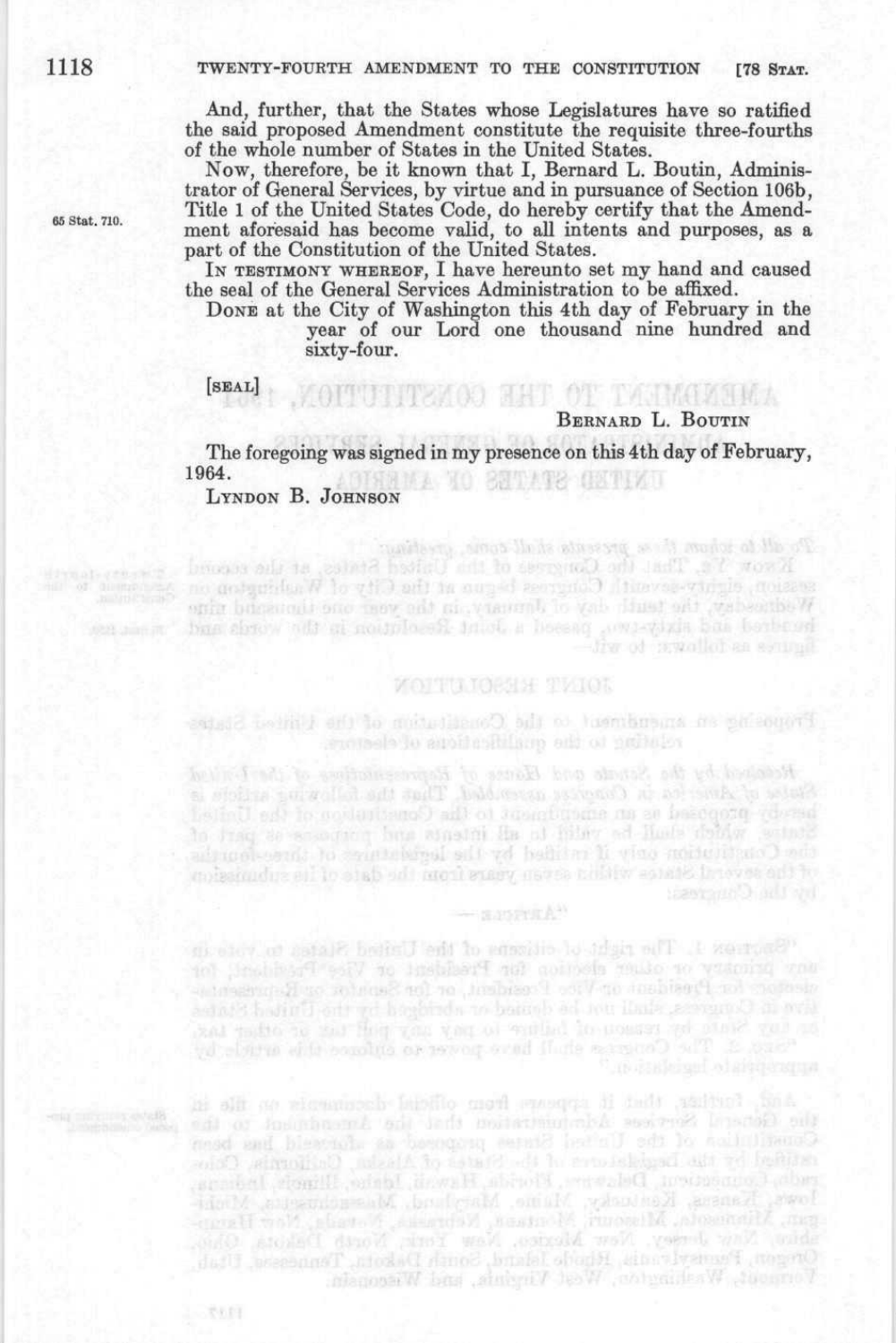And, further, that the States whose Legislatures have so ratified the said proposed Amendment constitute the requisite three-fourths of the whole number of States in the United States.

Now, therefore, be it known that I, Bernard L. Boutin, Administrator of General Services, by virtue and in pursuance of Section 106b, Title 1 of the United States Code, do hereby certify that the Amendment aforesaid has become valid, to all intents and purposes, as a part of the Constitution of the United States.

65 Stat. 710.

IN TESTIMONY WHEREOF, I have hereunto set my hand and caused the seal of the General Services Administration to be affixed.

DONE at the City of Washington this 4th day of February in the year of our Lord one thousand nine hundred and sixty-four.

[SEAL]

BERNARD L. BOUTIN

The foregoing was signed in my presence on this 4th day of February, 1964.

LYNDON B. JOHNSON